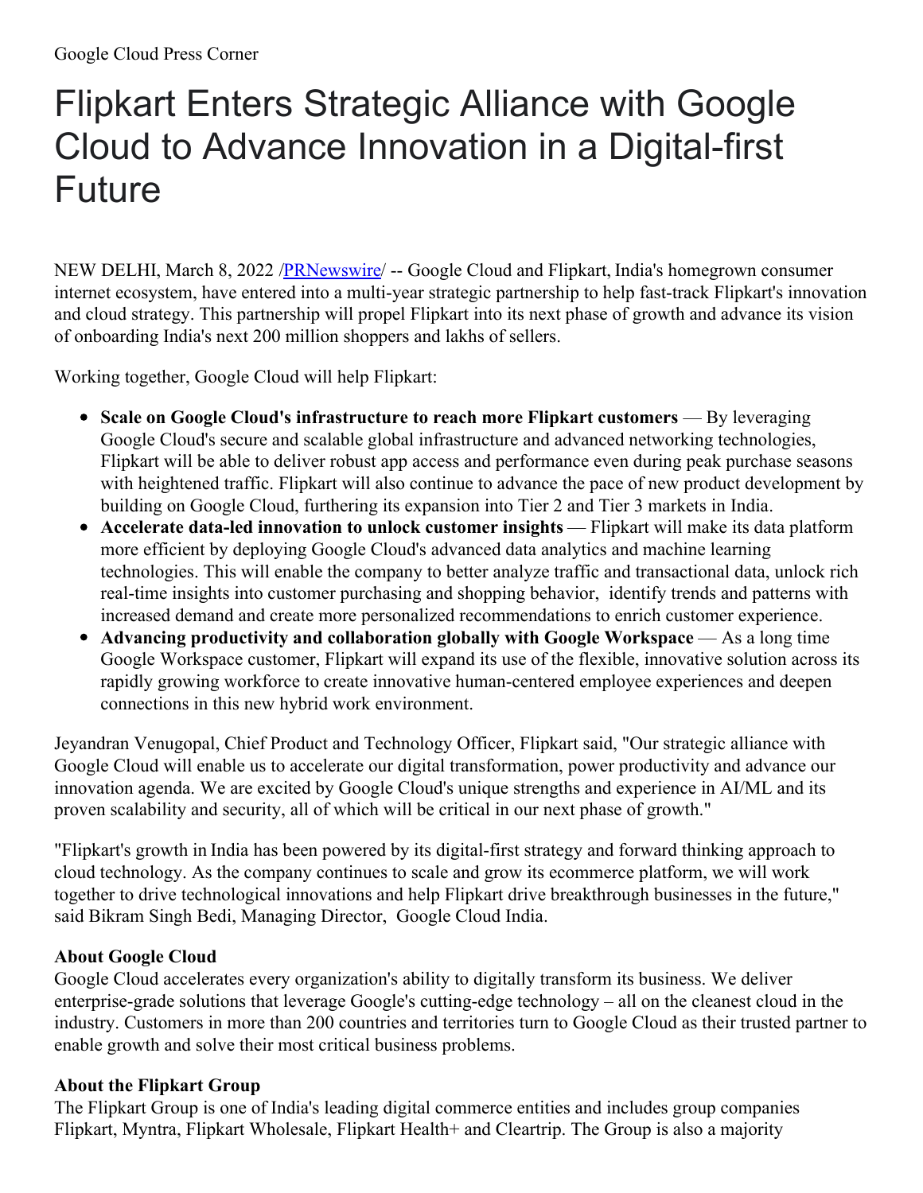Google Cloud Press Corner

# Flipkart Enters Strategic Alliance with Google Cloud to Advance Innovation in a Digital-first Future

NEW DELHI, March 8, 2022 /[PRNewswire](#)/ -- Google Cloud and Flipkart, India's homegrown consumer internet ecosystem, have entered into a multi-year strategic partnership to help fast-track Flipkart's innovation and cloud strategy. This partnership will propel Flipkart into its next phase of growth and advance its vision of onboarding India's next 200 million shoppers and lakhs of sellers.

Working together, Google Cloud will help Flipkart:

- **Scale on Google Cloud's infrastructure to reach more Flipkart customers** — By leveraging Google Cloud's secure and scalable global infrastructure and advanced networking technologies, Flipkart will be able to deliver robust app access and performance even during peak purchase seasons with heightened traffic. Flipkart will also continue to advance the pace of new product development by building on Google Cloud, furthering its expansion into Tier 2 and Tier 3 markets in India.
- **Accelerate data-led innovation to unlock customer insights** — Flipkart will make its data platform more efficient by deploying Google Cloud's advanced data analytics and machine learning technologies. This will enable the company to better analyze traffic and transactional data, unlock rich real-time insights into customer purchasing and shopping behavior, identify trends and patterns with increased demand and create more personalized recommendations to enrich customer experience.
- **Advancing productivity and collaboration globally with Google Workspace** — As a long time Google Workspace customer, Flipkart will expand its use of the flexible, innovative solution across its rapidly growing workforce to create innovative human-centered employee experiences and deepen connections in this new hybrid work environment.

Jeyandran Venugopal, Chief Product and Technology Officer, Flipkart said, "Our strategic alliance with Google Cloud will enable us to accelerate our digital transformation, power productivity and advance our innovation agenda. We are excited by Google Cloud's unique strengths and experience in AI/ML and its proven scalability and security, all of which will be critical in our next phase of growth."

"Flipkart's growth in India has been powered by its digital-first strategy and forward thinking approach to cloud technology. As the company continues to scale and grow its ecommerce platform, we will work together to drive technological innovations and help Flipkart drive breakthrough businesses in the future," said Bikram Singh Bedi, Managing Director, Google Cloud India.

**About Google Cloud**

Google Cloud accelerates every organization's ability to digitally transform its business. We deliver enterprise-grade solutions that leverage Google's cutting-edge technology – all on the cleanest cloud in the industry. Customers in more than 200 countries and territories turn to Google Cloud as their trusted partner to enable growth and solve their most critical business problems.

**About the Flipkart Group**

The Flipkart Group is one of India's leading digital commerce entities and includes group companies Flipkart, Myntra, Flipkart Wholesale, Flipkart Health+ and Cleartrip. The Group is also a majority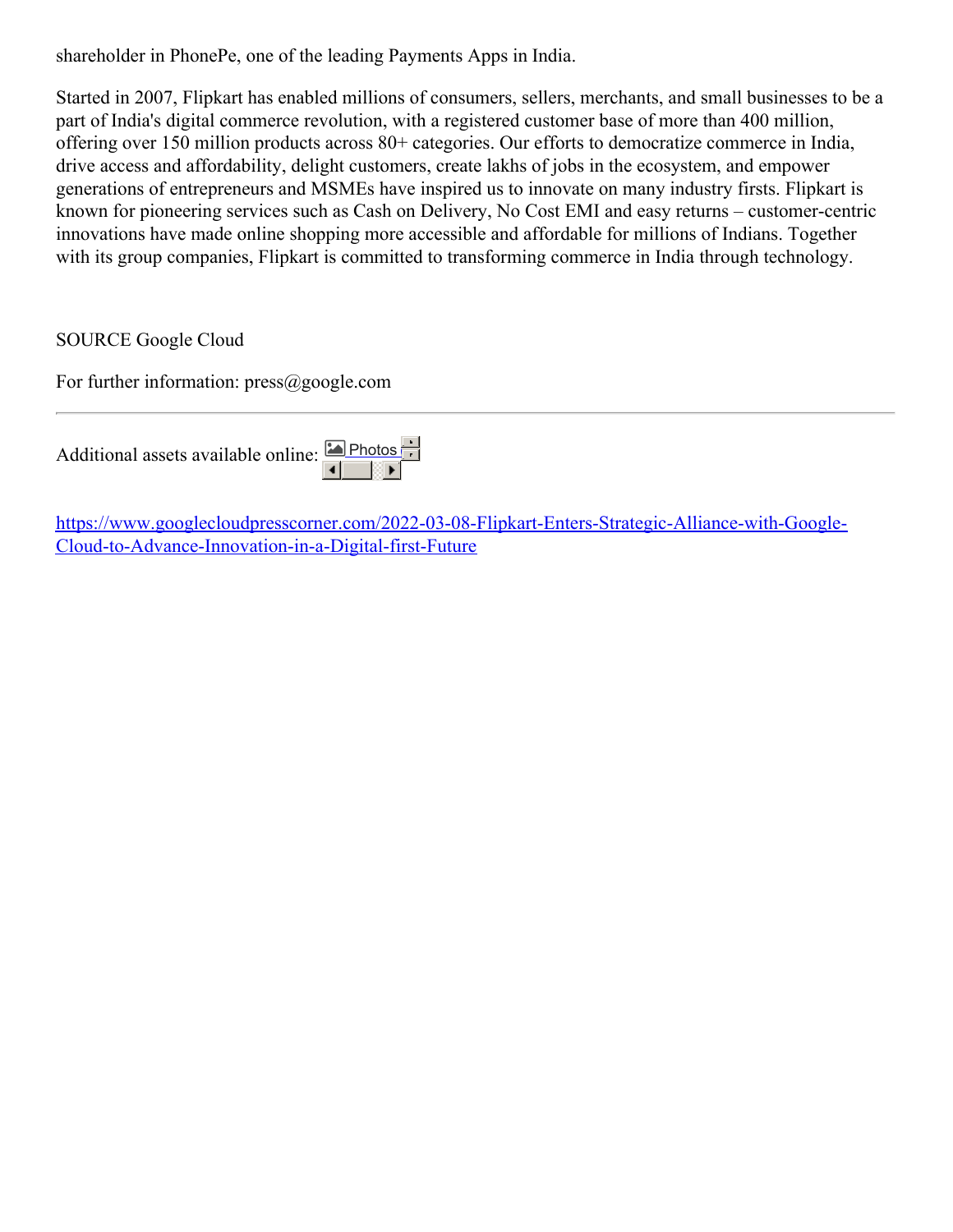shareholder in PhonePe, one of the leading Payments Apps in India.

Started in 2007, Flipkart has enabled millions of consumers, sellers, merchants, and small businesses to be a part of India's digital commerce revolution, with a registered customer base of more than 400 million, offering over 150 million products across 80+ categories. Our efforts to democratize commerce in India, drive access and affordability, delight customers, create lakhs of jobs in the ecosystem, and empower generations of entrepreneurs and MSMEs have inspired us to innovate on many industry firsts. Flipkart is known for pioneering services such as Cash on Delivery, No Cost EMI and easy returns – customer-centric innovations have made online shopping more accessible and affordable for millions of Indians. Together with its group companies, Flipkart is committed to transforming commerce in India through technology.

SOURCE Google Cloud

For further information: press@google.com

---

Additional assets available online: Photos

https://www.googlecloudpresscorner.com/2022-03-08-Flipkart-Enters-Strategic-Alliance-with-Google-Cloud-to-Advance-Innovation-in-a-Digital-first-Future